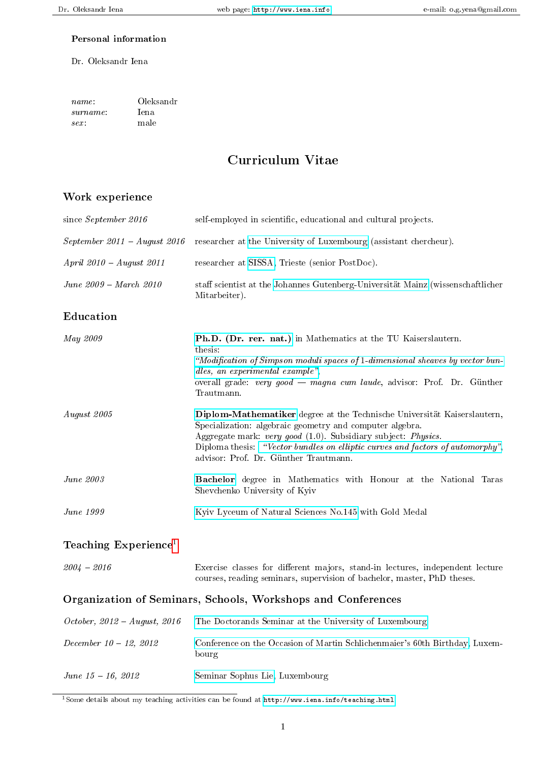### Personal information

Dr. Oleksandr Iena

| | |
|---|---|
| *name*: | Oleksandr |
| *surname*: | Iena |
| *sex*: | male |

# Curriculum Vitae

## Work experience

| | |
|---|---|
| since *September 2016* | self-employed in scientific, educational and cultural projects. |
| *September 2011 – August 2016* | researcher at the University of Luxembourg (assistant chercheur). |
| *April 2010 – August 2011* | researcher at SISSA, Trieste (senior PostDoc). |
| *June 2009 – March 2010* | staff scientist at the Johannes Gutenberg-Universität Mainz (wissenschaftlicher Mitarbeiter). |

## Education

| | |
|---|---|
| *May 2009* | **Ph.D. (Dr. rer. nat.)** in Mathematics at the TU Kaiserslautern. thesis: *"Modification of Simpson moduli spaces of 1-dimensional sheaves by vector bundles, an experimental example"*, overall grade: *very good — magna cum laude*, advisor: Prof. Dr. Günther Trautmann. |
| *August 2005* | **Diplom-Mathematiker** degree at the Technische Universität Kaiserslautern, Specialization: algebraic geometry and computer algebra. Aggregate mark: *very good* (1.0). Subsidiary subject: *Physics*. Diploma thesis: *"Vector bundles on elliptic curves and factors of automorphy"*, advisor: Prof. Dr. Günther Trautmann. |
| *June 2003* | **Bachelor** degree in Mathematics with Honour at the National Taras Shevchenko University of Kyiv |
| *June 1999* | Kyiv Lyceum of Natural Sciences No.145 with Gold Medal |

## Teaching Experience[1]

| | |
|---|---|
| *2004 – 2016* | Exercise classes for different majors, stand-in lectures, independent lecture courses, reading seminars, supervision of bachelor, master, PhD theses. |

## Organization of Seminars, Schools, Workshops and Conferences

| | |
|---|---|
| *October, 2012 – August, 2016* | The Doctorands Seminar at the University of Luxembourg |
| *December 10 – 12, 2012* | Conference on the Occasion of Martin Schlichenmaier's 60th Birthday, Luxembourg |
| *June 15 – 16, 2012* | Seminar Sophus Lie, Luxembourg |

[1] Some details about my teaching activities can be found at http://www.iena.info/teaching.html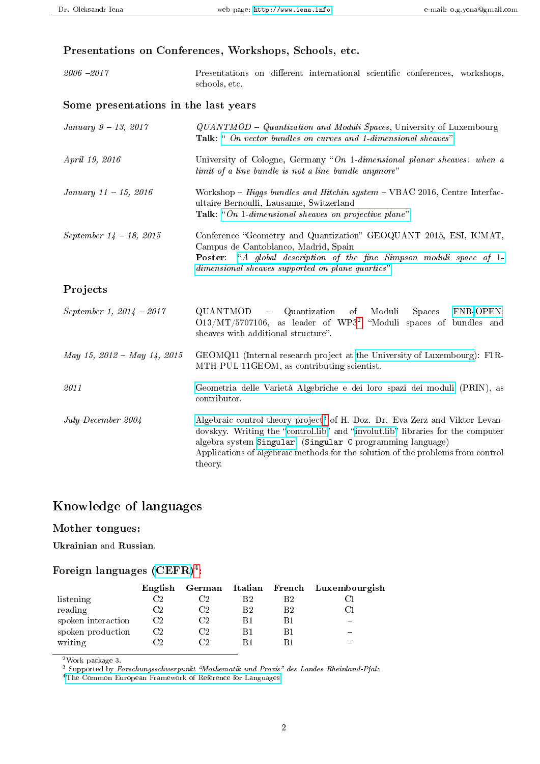### Presentations on Conferences, Workshops, Schools, etc.

| | |
|---|---|
| *2006 –2017* | Presentations on different international scientific conferences, workshops, schools, etc. |

### Some presentations in the last years

| | |
|---|---|
| *January 9 – 13, 2017* | *QUANTMOD – Quantization and Moduli Spaces*, University of Luxembourg **Talk**: "*On vector bundles on curves and 1-dimensional sheaves*" |
| *April 19, 2016* | University of Cologne, Germany "*On 1-dimensional planar sheaves: when a limit of a line bundle is not a line bundle anymore*" |
| *January 11 – 15, 2016* | Workshop – *Higgs bundles and Hitchin system* – VBAC 2016, Centre Interfacultaire Bernoulli, Lausanne, Switzerland **Talk**: "*On 1-dimensional sheaves on projective plane*" |
| *September 14 – 18, 2015* | Conference "Geometry and Quantization" GEOQUANT 2015, ESI, ICMAT, Campus de Cantoblanco, Madrid, Spain **Poster**: "*A global description of the fine Simpson moduli space of 1-dimensional sheaves supported on plane quartics*" |

### Projects

| | |
|---|---|
| *September 1, 2014 – 2017* | QUANTMOD – Quantization of Moduli Spaces FNR-OPEN: O13/MT/5707106, as leader of WP3[2] "Moduli spaces of bundles and sheaves with additional structure". |
| *May 15, 2012 – May 14, 2015* | GEOMQ11 (Internal research project at the University of Luxembourg): F1R-MTH-PUL-11GEOM, as contributing scientist. |
| *2011* | Geometria delle Varietà Algebriche e dei loro spazi dei moduli (PRIN), as contributor. |
| *July-December 2004* | Algebraic control theory project[3] of H. Doz. Dr. Eva Zerz and Viktor Levandovskyy. Writing the "control.lib" and "involut.lib" libraries for the computer algebra system `Singular` (`Singular C` programming language) Applications of algebraic methods for the solution of the problems from control theory. |

## Knowledge of languages

### Mother tongues:

**Ukrainian** and **Russian**.

### Foreign languages (CEFR)[4]:

| | English | German | Italian | French | Luxembourgish |
|---|---|---|---|---|---|
| listening | C2 | C2 | B2 | B2 | C1 |
| reading | C2 | C2 | B2 | B2 | C1 |
| spoken interaction | C2 | C2 | B1 | B1 | – |
| spoken production | C2 | C2 | B1 | B1 | – |
| writing | C2 | C2 | B1 | B1 | – |

[2] Work package 3.

[3] Supported by *Forschungsschwerpunkt "Mathematik und Praxis" des Landes Rheinland-Pfalz*

[4] The Common European Framework of Reference for Languages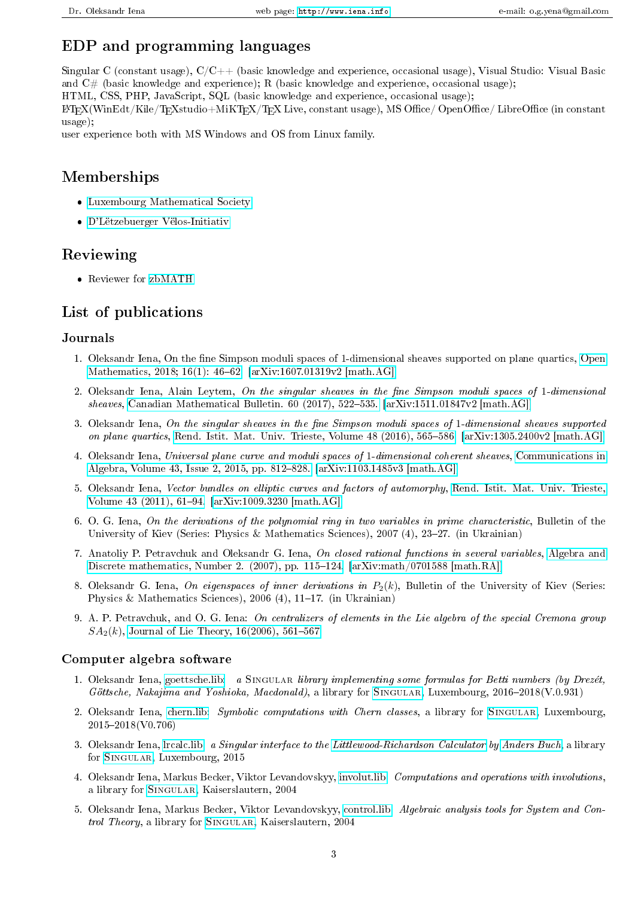## EDP and programming languages

Singular C (constant usage), C/C++ (basic knowledge and experience, occasional usage), Visual Studio: Visual Basic and C# (basic knowledge and experience); R (basic knowledge and experience, occasional usage);
HTML, CSS, PHP, JavaScript, SQL (basic knowledge and experience, occasional usage);
LaTeX(WinEdt/Kile/TeXstudio+MiKTeX/TeX Live, constant usage), MS Office/ OpenOffice/ LibreOffice (in constant usage);
user experience both with MS Windows and OS from Linux family.

## Memberships

- Luxembourg Mathematical Society
- D'Lëtzebuerger Vëlos-Initiativ

## Reviewing

- Reviewer for zbMATH

## List of publications

### Journals

1. Oleksandr Iena, On the fine Simpson moduli spaces of 1-dimensional sheaves supported on plane quartics, Open Mathematics, 2018; 16(1): 46–62. [arXiv:1607.01319v2 [math.AG]]
2. Oleksandr Iena, Alain Leytem, *On the singular sheaves in the fine Simpson moduli spaces of* 1*-dimensional sheaves*, Canadian Mathematical Bulletin. 60 (2017), 522–535. [arXiv:1511.01847v2 [math.AG]]
3. Oleksandr Iena, *On the singular sheaves in the fine Simpson moduli spaces of* 1*-dimensional sheaves supported on plane quartics*, Rend. Istit. Mat. Univ. Trieste, Volume 48 (2016), 565–586. [arXiv:1305.2400v2 [math.AG]]
4. Oleksandr Iena, *Universal plane curve and moduli spaces of* 1*-dimensional coherent sheaves*, Communications in Algebra, Volume 43, Issue 2, 2015, pp. 812–828. [arXiv:1103.1485v3 [math.AG]]
5. Oleksandr Iena, *Vector bundles on elliptic curves and factors of automorphy*, Rend. Istit. Mat. Univ. Trieste, Volume 43 (2011), 61–94. [arXiv:1009.3230 [math.AG]]
6. O. G. Iena, *On the derivations of the polynomial ring in two variables in prime characteristic*, Bulletin of the University of Kiev (Series: Physics & Mathematics Sciences), 2007 (4), 23–27. (in Ukrainian)
7. Anatoliy P. Petravchuk and Oleksandr G. Iena, *On closed rational functions in several variables*, Algebra and Discrete mathematics, Number 2. (2007), pp. 115–124. [arXiv:math/0701588 [math.RA]]
8. Oleksandr G. Iena, *On eigenspaces of inner derivations in* $P_2(k)$, Bulletin of the University of Kiev (Series: Physics & Mathematics Sciences), 2006 (4), 11–17. (in Ukrainian)
9. A. P. Petravchuk, and O. G. Iena: *On centralizers of elements in the Lie algebra of the special Cremona group* $SA_2(k)$, Journal of Lie Theory, 16(2006), 561–567.

### Computer algebra software

1. Oleksandr Iena, goettsche.lib: *a* Singular *library implementing some formulas for Betti numbers (by Drezét, Göttsche, Nakajima and Yoshioka, Macdonald)*, a library for Singular, Luxembourg, 2016–2018(V.0.931)
2. Oleksandr Iena, chern.lib: *Symbolic computations with Chern classes*, a library for Singular, Luxembourg, 2015–2018(V0.706)
3. Oleksandr Iena, lrcalc.lib: *a Singular interface to the Littlewood-Richardson Calculator by Anders Buch*, a library for Singular, Luxembourg, 2015
4. Oleksandr Iena, Markus Becker, Viktor Levandovskyy, involut.lib: *Computations and operations with involutions*, a library for Singular, Kaiserslautern, 2004
5. Oleksandr Iena, Markus Becker, Viktor Levandovskyy, control.lib: *Algebraic analysis tools for System and Control Theory*, a library for Singular, Kaiserslautern, 2004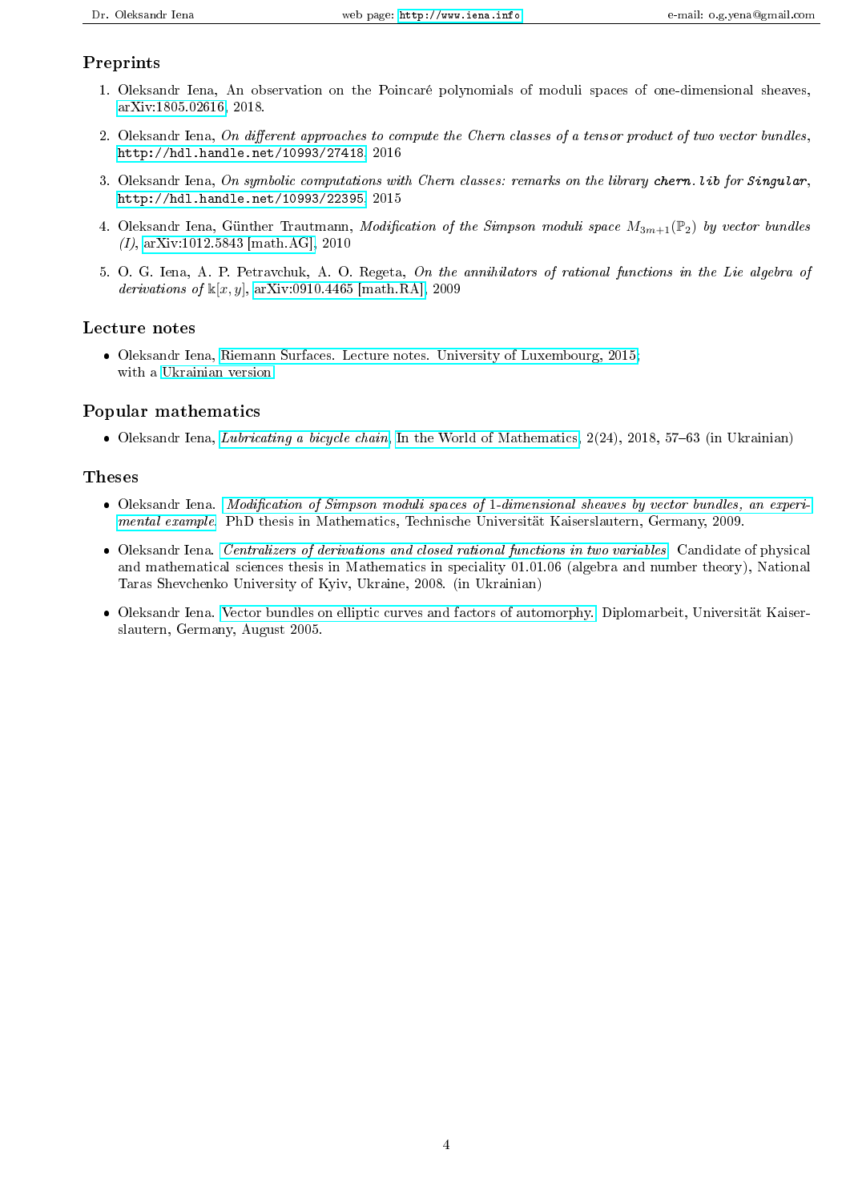## Preprints

1. Oleksandr Iena, An observation on the Poincaré polynomials of moduli spaces of one-dimensional sheaves, arXiv:1805.02616, 2018.
2. Oleksandr Iena, *On different approaches to compute the Chern classes of a tensor product of two vector bundles*, http://hdl.handle.net/10993/27418, 2016
3. Oleksandr Iena, *On symbolic computations with Chern classes: remarks on the library* `chern.lib` *for* `Singular`, http://hdl.handle.net/10993/22395, 2015
4. Oleksandr Iena, Günther Trautmann, *Modification of the Simpson moduli space $M_{3m+1}(\mathbb{P}_2)$ by vector bundles (I)*, arXiv:1012.5843 [math.AG], 2010
5. O. G. Iena, A. P. Petravchuk, A. O. Regeta, *On the annihilators of rational functions in the Lie algebra of derivations of $\Bbbk[x, y]$*, arXiv:0910.4465 [math.RA], 2009

## Lecture notes

- Oleksandr Iena, Riemann Surfaces. Lecture notes. University of Luxembourg, 2015, with a Ukrainian version.

## Popular mathematics

- Oleksandr Iena, *Lubricating a bicycle chain*, In the World of Mathematics, 2(24), 2018, 57–63 (in Ukrainian)

## Theses

- Oleksandr Iena. *Modification of Simpson moduli spaces of 1-dimensional sheaves by vector bundles, an experimental example*. PhD thesis in Mathematics, Technische Universität Kaiserslautern, Germany, 2009.
- Oleksandr Iena. *Centralizers of derivations and closed rational functions in two variables*. Candidate of physical and mathematical sciences thesis in Mathematics in speciality 01.01.06 (algebra and number theory), National Taras Shevchenko University of Kyiv, Ukraine, 2008. (in Ukrainian)
- Oleksandr Iena. Vector bundles on elliptic curves and factors of automorphy. Diplomarbeit, Universität Kaiserslautern, Germany, August 2005.